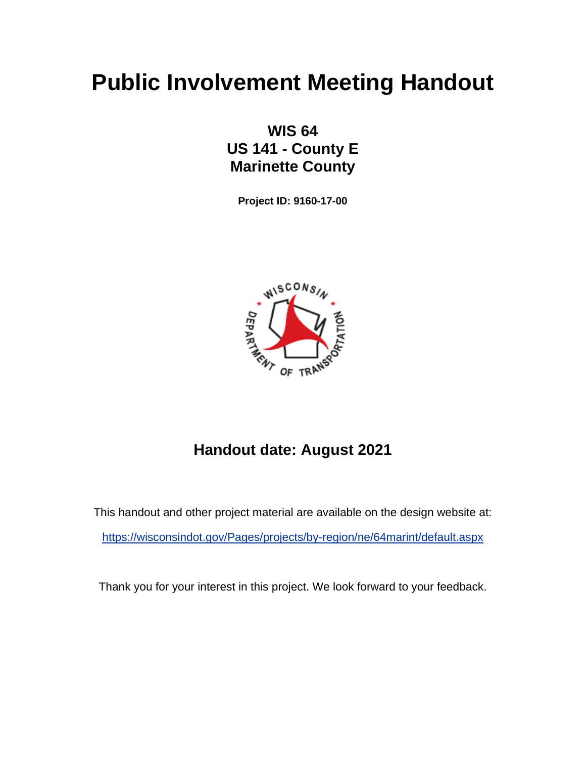# Public Involvement Meeting Handout

**WIS 64**
**US 141 - County E**
**Marinette County**

**Project ID: 9160-17-00**

## Handout date: August 2021

This handout and other project material are available on the design website at:

https://wisconsindot.gov/Pages/projects/by-region/ne/64marint/default.aspx

Thank you for your interest in this project. We look forward to your feedback.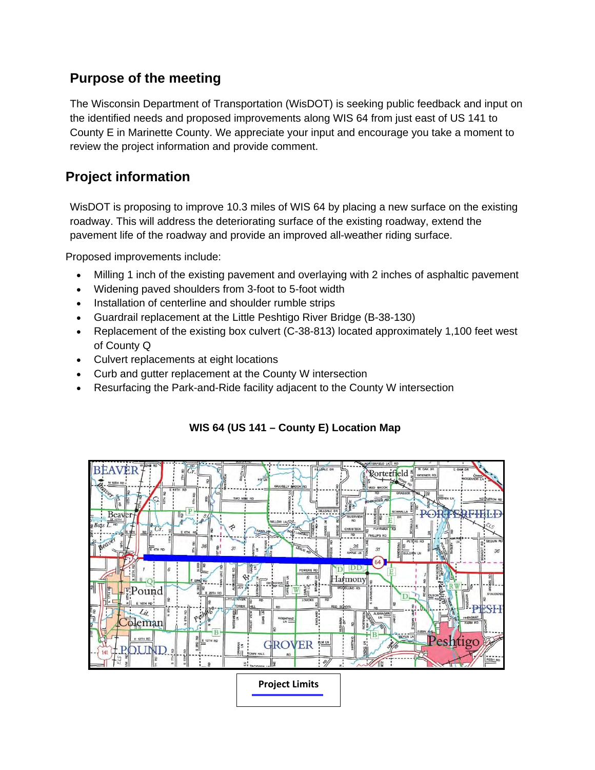## Purpose of the meeting

The Wisconsin Department of Transportation (WisDOT) is seeking public feedback and input on the identified needs and proposed improvements along WIS 64 from just east of US 141 to County E in Marinette County. We appreciate your input and encourage you take a moment to review the project information and provide comment.

## Project information

WisDOT is proposing to improve 10.3 miles of WIS 64 by placing a new surface on the existing roadway. This will address the deteriorating surface of the existing roadway, extend the pavement life of the roadway and provide an improved all-weather riding surface.

Proposed improvements include:

- Milling 1 inch of the existing pavement and overlaying with 2 inches of asphaltic pavement
- Widening paved shoulders from 3-foot to 5-foot width
- Installation of centerline and shoulder rumble strips
- Guardrail replacement at the Little Peshtigo River Bridge (B-38-130)
- Replacement of the existing box culvert (C-38-813) located approximately 1,100 feet west of County Q
- Culvert replacements at eight locations
- Curb and gutter replacement at the County W intersection
- Resurfacing the Park-and-Ride facility adjacent to the County W intersection

**WIS 64 (US 141 – County E) Location Map**

Project Limits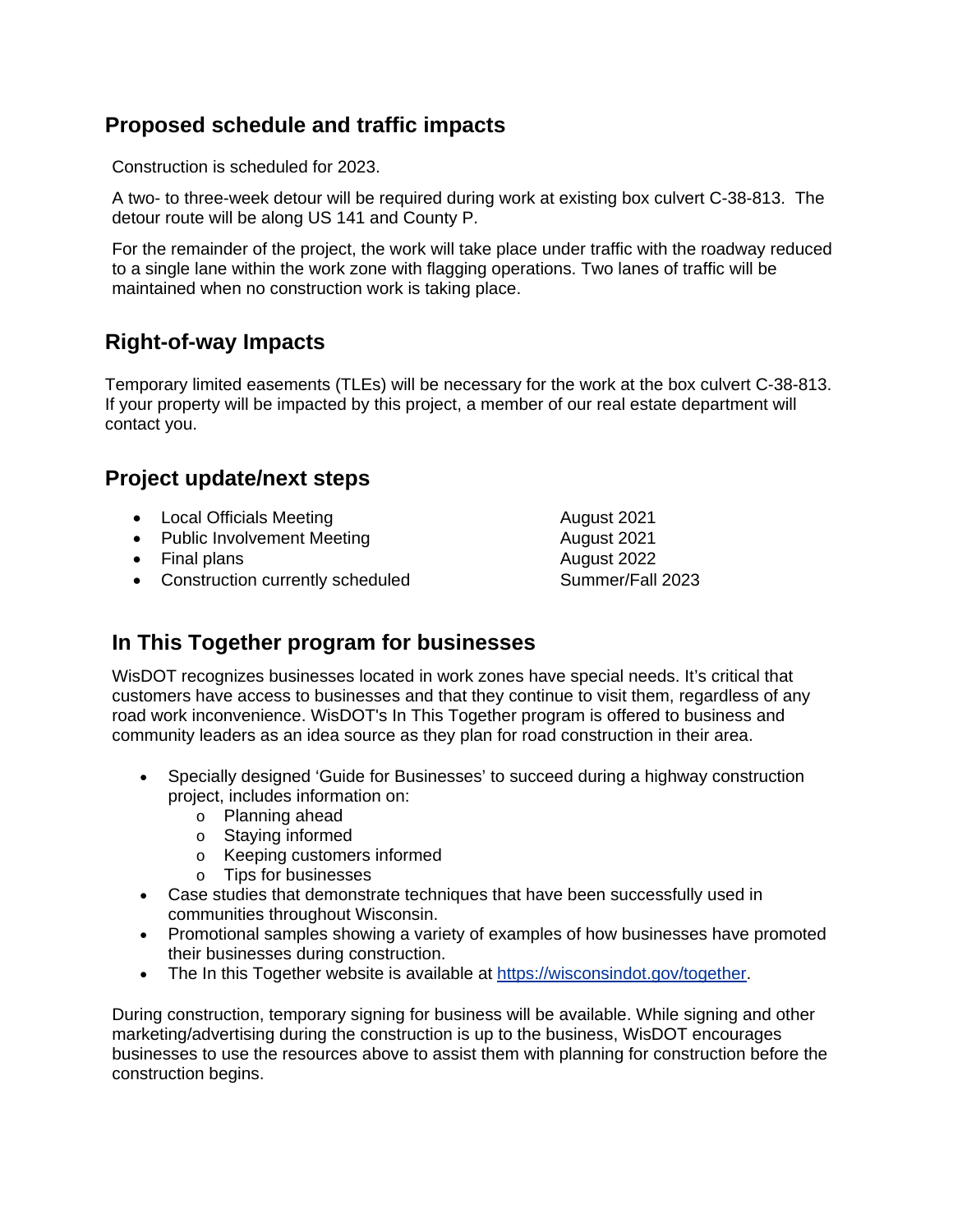## Proposed schedule and traffic impacts

Construction is scheduled for 2023.

A two- to three-week detour will be required during work at existing box culvert C-38-813. The detour route will be along US 141 and County P.

For the remainder of the project, the work will take place under traffic with the roadway reduced to a single lane within the work zone with flagging operations. Two lanes of traffic will be maintained when no construction work is taking place.

## Right-of-way Impacts

Temporary limited easements (TLEs) will be necessary for the work at the box culvert C-38-813. If your property will be impacted by this project, a member of our real estate department will contact you.

## Project update/next steps

| | |
|---|---|
| • Local Officials Meeting | August 2021 |
| • Public Involvement Meeting | August 2021 |
| • Final plans | August 2022 |
| • Construction currently scheduled | Summer/Fall 2023 |

## In This Together program for businesses

WisDOT recognizes businesses located in work zones have special needs. It's critical that customers have access to businesses and that they continue to visit them, regardless of any road work inconvenience. WisDOT's In This Together program is offered to business and community leaders as an idea source as they plan for road construction in their area.

- Specially designed 'Guide for Businesses' to succeed during a highway construction project, includes information on:
  - Planning ahead
  - Staying informed
  - Keeping customers informed
  - Tips for businesses
- Case studies that demonstrate techniques that have been successfully used in communities throughout Wisconsin.
- Promotional samples showing a variety of examples of how businesses have promoted their businesses during construction.
- The In this Together website is available at [https://wisconsindot.gov/together](https://wisconsindot.gov/together).

During construction, temporary signing for business will be available. While signing and other marketing/advertising during the construction is up to the business, WisDOT encourages businesses to use the resources above to assist them with planning for construction before the construction begins.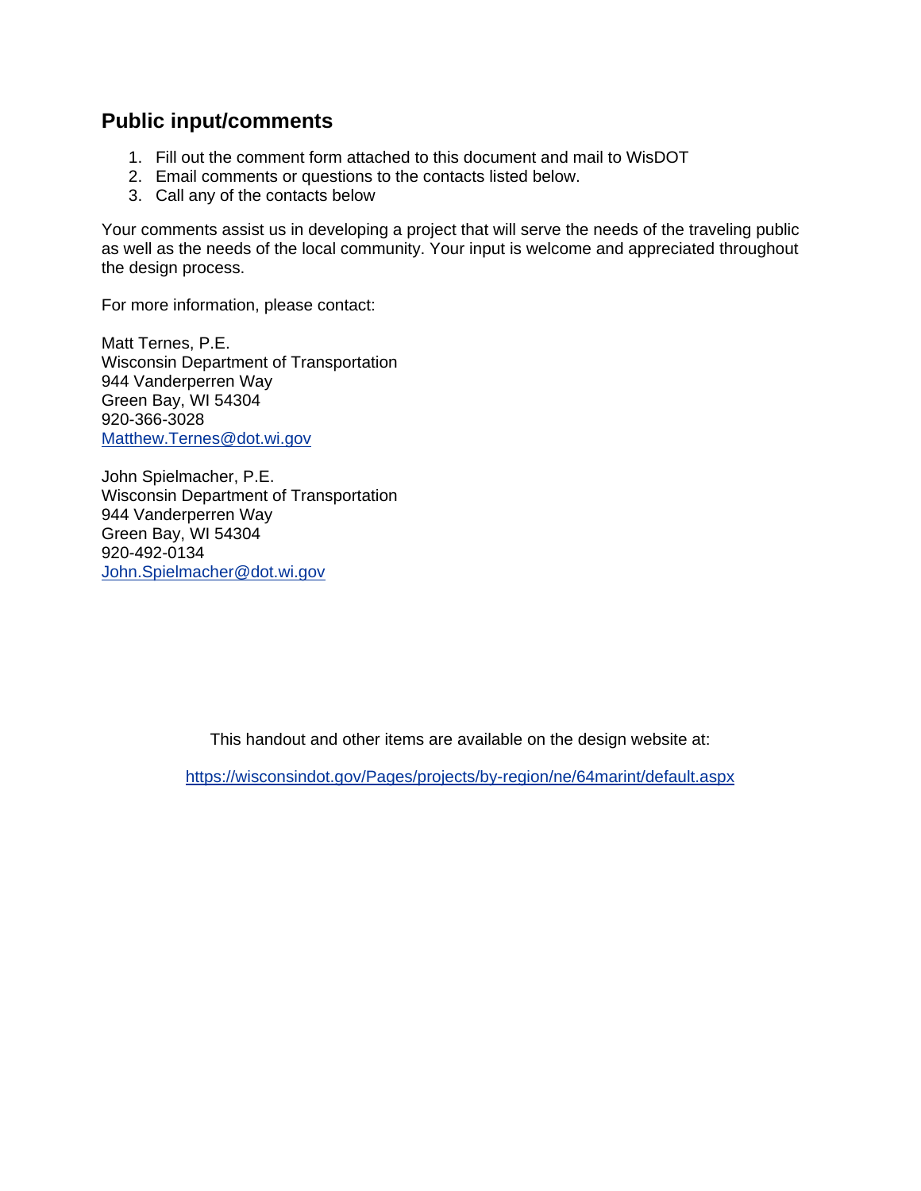## Public input/comments

1. Fill out the comment form attached to this document and mail to WisDOT
2. Email comments or questions to the contacts listed below.
3. Call any of the contacts below

Your comments assist us in developing a project that will serve the needs of the traveling public as well as the needs of the local community. Your input is welcome and appreciated throughout the design process.

For more information, please contact:

Matt Ternes, P.E.
Wisconsin Department of Transportation
944 Vanderperren Way
Green Bay, WI 54304
920-366-3028
Matthew.Ternes@dot.wi.gov

John Spielmacher, P.E.
Wisconsin Department of Transportation
944 Vanderperren Way
Green Bay, WI 54304
920-492-0134
John.Spielmacher@dot.wi.gov

This handout and other items are available on the design website at:

https://wisconsindot.gov/Pages/projects/by-region/ne/64marint/default.aspx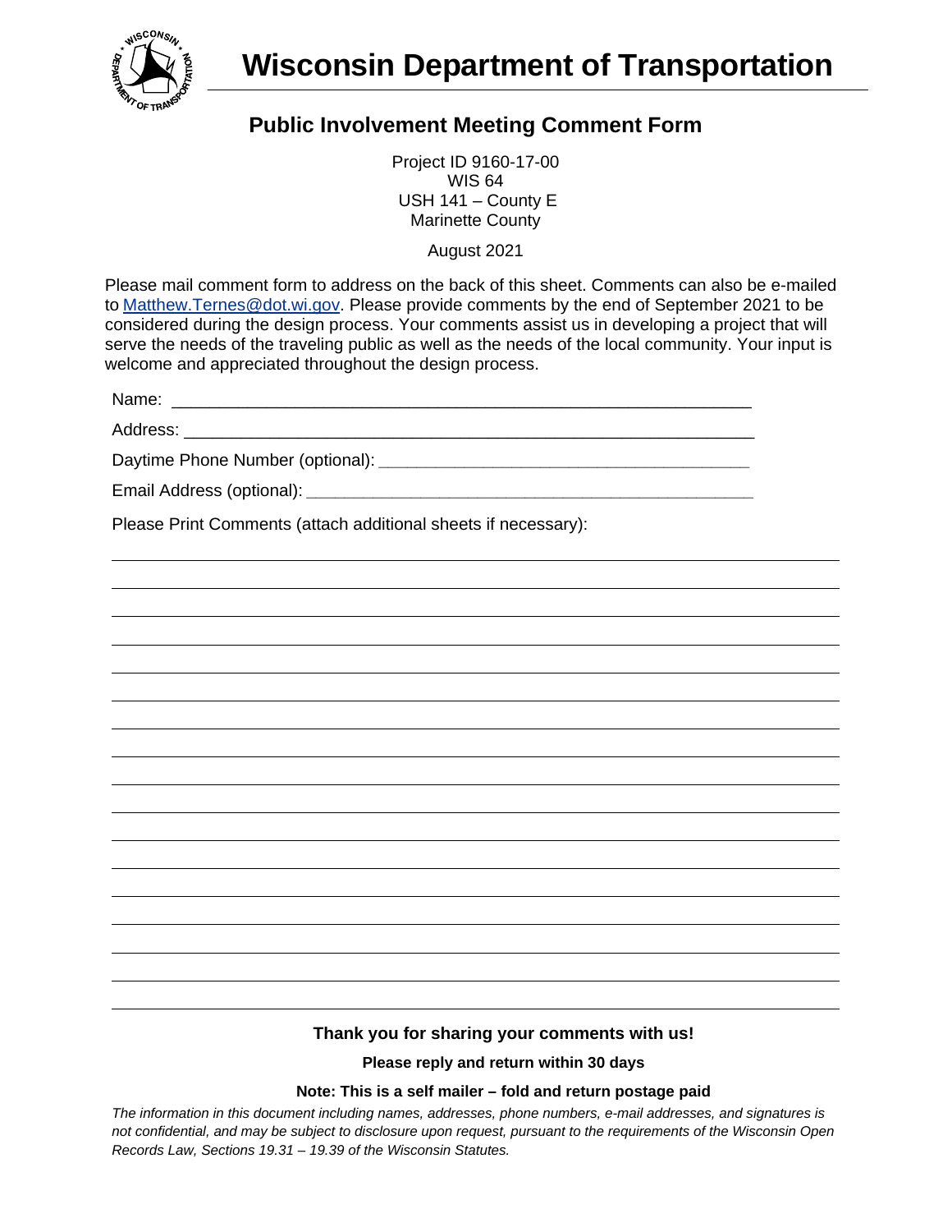# Wisconsin Department of Transportation

## Public Involvement Meeting Comment Form

Project ID 9160-17-00
WIS 64
USH 141 – County E
Marinette County

August 2021

Please mail comment form to address on the back of this sheet. Comments can also be e-mailed to Matthew.Ternes@dot.wi.gov. Please provide comments by the end of September 2021 to be considered during the design process. Your comments assist us in developing a project that will serve the needs of the traveling public as well as the needs of the local community. Your input is welcome and appreciated throughout the design process.

Name: ___________________________________________________________

Address: _________________________________________________________

Daytime Phone Number (optional): ____________________________________

Email Address (optional): ____________________________________________

Please Print Comments (attach additional sheets if necessary):

______________________________________________________________________

______________________________________________________________________

______________________________________________________________________

______________________________________________________________________

______________________________________________________________________

______________________________________________________________________

______________________________________________________________________

______________________________________________________________________

______________________________________________________________________

______________________________________________________________________

______________________________________________________________________

______________________________________________________________________

______________________________________________________________________

______________________________________________________________________

______________________________________________________________________

______________________________________________________________________

**Thank you for sharing your comments with us!**

**Please reply and return within 30 days**

**Note: This is a self mailer – fold and return postage paid**

*The information in this document including names, addresses, phone numbers, e-mail addresses, and signatures is not confidential, and may be subject to disclosure upon request, pursuant to the requirements of the Wisconsin Open Records Law, Sections 19.31 – 19.39 of the Wisconsin Statutes.*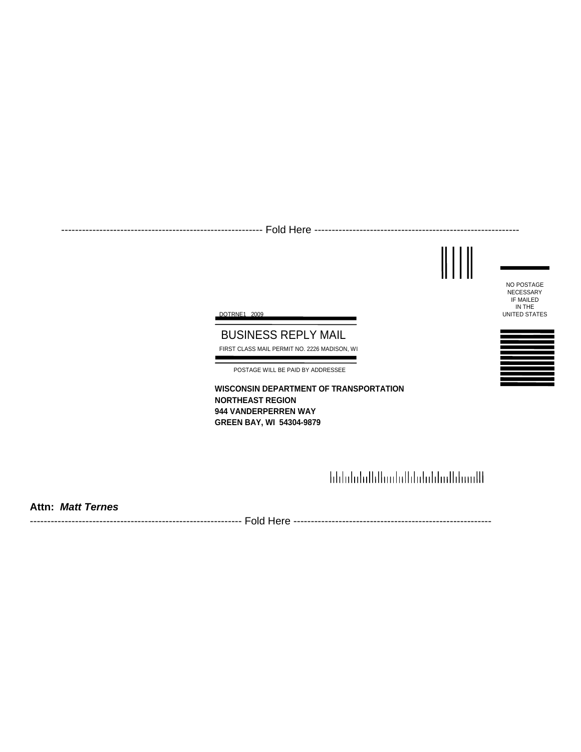---------------------------------------------------------- Fold Here ----------------------------------------------------------

NO POSTAGE
NECESSARY
IF MAILED
IN THE
UNITED STATES

DOTRNE1 2009

BUSINESS REPLY MAIL

FIRST CLASS MAIL PERMIT NO. 2226 MADISON, WI

POSTAGE WILL BE PAID BY ADDRESSEE

**WISCONSIN DEPARTMENT OF TRANSPORTATION**
**NORTHEAST REGION**
**944 VANDERPERREN WAY**
**GREEN BAY, WI 54304-9879**

**Attn:** ***Matt Ternes***

---------------------------------------------------------- Fold Here ----------------------------------------------------------